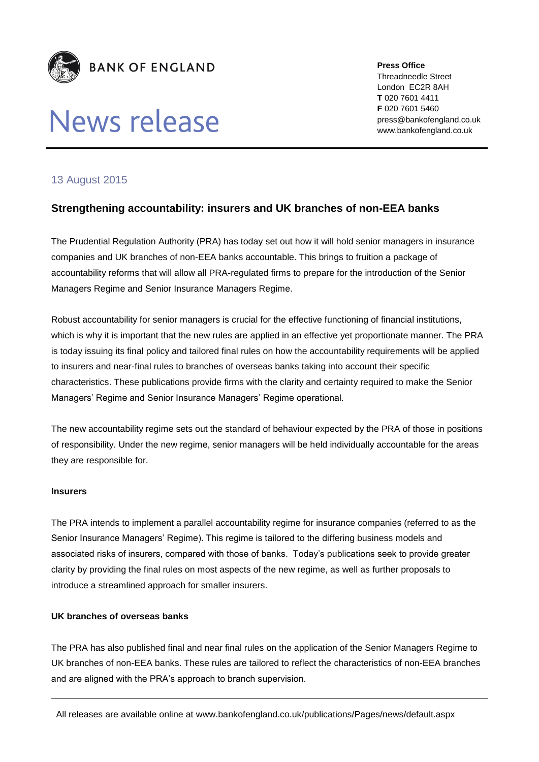BANK OF ENGLAND

# News release

**Press Office**
Threadneedle Street
London EC2R 8AH
**T** 020 7601 4411
**F** 020 7601 5460
press@bankofengland.co.uk
www.bankofengland.co.uk

13 August 2015

## Strengthening accountability: insurers and UK branches of non-EEA banks

The Prudential Regulation Authority (PRA) has today set out how it will hold senior managers in insurance companies and UK branches of non-EEA banks accountable. This brings to fruition a package of accountability reforms that will allow all PRA-regulated firms to prepare for the introduction of the Senior Managers Regime and Senior Insurance Managers Regime.

Robust accountability for senior managers is crucial for the effective functioning of financial institutions, which is why it is important that the new rules are applied in an effective yet proportionate manner. The PRA is today issuing its final policy and tailored final rules on how the accountability requirements will be applied to insurers and near-final rules to branches of overseas banks taking into account their specific characteristics. These publications provide firms with the clarity and certainty required to make the Senior Managers' Regime and Senior Insurance Managers' Regime operational.

The new accountability regime sets out the standard of behaviour expected by the PRA of those in positions of responsibility. Under the new regime, senior managers will be held individually accountable for the areas they are responsible for.

**Insurers**

The PRA intends to implement a parallel accountability regime for insurance companies (referred to as the Senior Insurance Managers' Regime). This regime is tailored to the differing business models and associated risks of insurers, compared with those of banks. Today's publications seek to provide greater clarity by providing the final rules on most aspects of the new regime, as well as further proposals to introduce a streamlined approach for smaller insurers.

**UK branches of overseas banks**

The PRA has also published final and near final rules on the application of the Senior Managers Regime to UK branches of non-EEA banks. These rules are tailored to reflect the characteristics of non-EEA branches and are aligned with the PRA's approach to branch supervision.

All releases are available online at www.bankofengland.co.uk/publications/Pages/news/default.aspx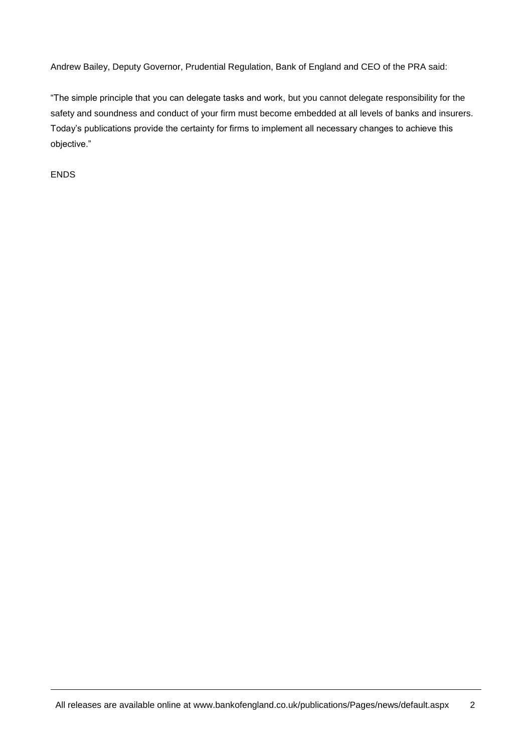Andrew Bailey, Deputy Governor, Prudential Regulation, Bank of England and CEO of the PRA said:

"The simple principle that you can delegate tasks and work, but you cannot delegate responsibility for the safety and soundness and conduct of your firm must become embedded at all levels of banks and insurers. Today's publications provide the certainty for firms to implement all necessary changes to achieve this objective."

ENDS